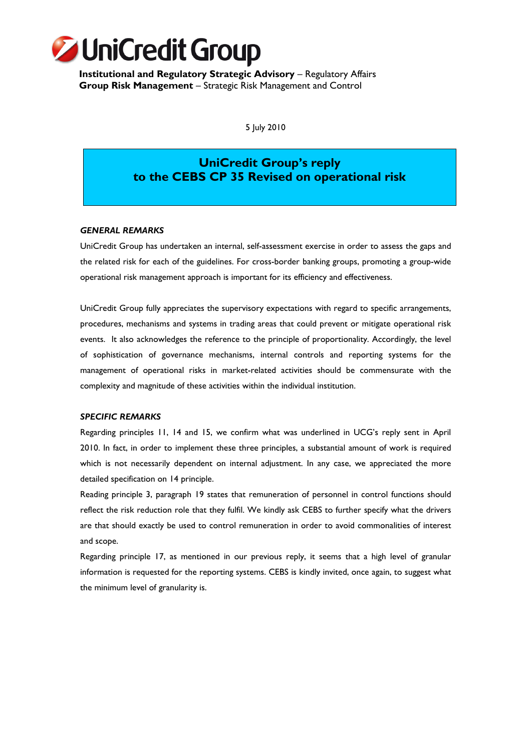# UniCredit Group

**Institutional and Regulatory Strategic Advisory** – Regulatory Affairs
**Group Risk Management** – Strategic Risk Management and Control

5 July 2010

## UniCredit Group's reply to the CEBS CP 35 Revised on operational risk

### *GENERAL REMARKS*

UniCredit Group has undertaken an internal, self-assessment exercise in order to assess the gaps and the related risk for each of the guidelines. For cross-border banking groups, promoting a group-wide operational risk management approach is important for its efficiency and effectiveness.

UniCredit Group fully appreciates the supervisory expectations with regard to specific arrangements, procedures, mechanisms and systems in trading areas that could prevent or mitigate operational risk events. It also acknowledges the reference to the principle of proportionality. Accordingly, the level of sophistication of governance mechanisms, internal controls and reporting systems for the management of operational risks in market-related activities should be commensurate with the complexity and magnitude of these activities within the individual institution.

### *SPECIFIC REMARKS*

Regarding principles 11, 14 and 15, we confirm what was underlined in UCG's reply sent in April 2010. In fact, in order to implement these three principles, a substantial amount of work is required which is not necessarily dependent on internal adjustment. In any case, we appreciated the more detailed specification on 14 principle.

Reading principle 3, paragraph 19 states that remuneration of personnel in control functions should reflect the risk reduction role that they fulfil. We kindly ask CEBS to further specify what the drivers are that should exactly be used to control remuneration in order to avoid commonalities of interest and scope.

Regarding principle 17, as mentioned in our previous reply, it seems that a high level of granular information is requested for the reporting systems. CEBS is kindly invited, once again, to suggest what the minimum level of granularity is.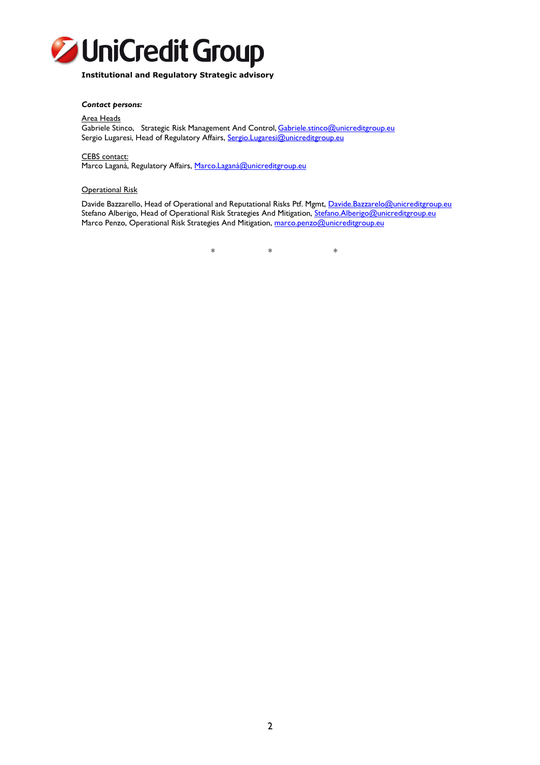# UniCredit Group

**Institutional and Regulatory Strategic advisory**

***Contact persons:***

Area Heads
Gabriele Stinco, Strategic Risk Management And Control, Gabriele.stinco@unicreditgroup.eu
Sergio Lugaresi, Head of Regulatory Affairs, Sergio.Lugaresi@unicreditgroup.eu

CEBS contact:
Marco Laganà, Regulatory Affairs, Marco.Laganà@unicreditgroup.eu

Operational Risk

Davide Bazzarello, Head of Operational and Reputational Risks Ptf. Mgmt, Davide.Bazzarelo@unicreditgroup.eu
Stefano Alberigo, Head of Operational Risk Strategies And Mitigation, Stefano.Alberigo@unicreditgroup.eu
Marco Penzo, Operational Risk Strategies And Mitigation, marco.penzo@unicreditgroup.eu

\* \* \*